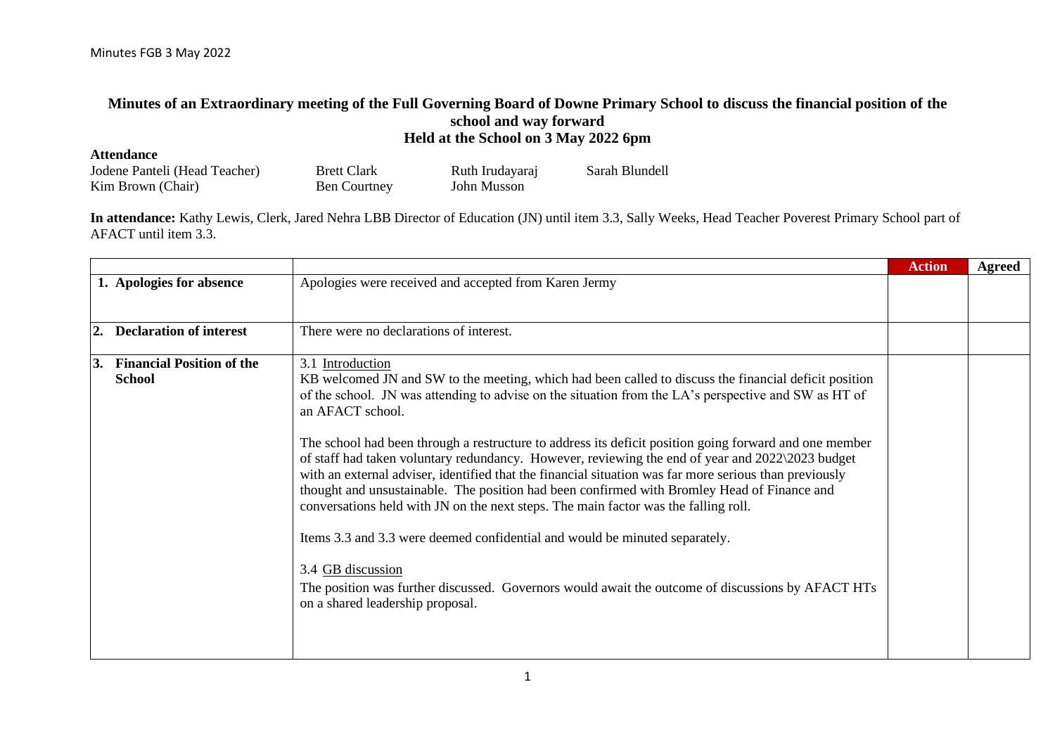## Minutes of an Extraordinary meeting of the Full Governing Board of Downe Primary School to discuss the financial position of the school and way forward
## Held at the School on 3 May 2022 6pm

**Attendance**

| | | | |
|---|---|---|---|
| Jodene Panteli (Head Teacher) | Brett Clark | Ruth Irudayaraj | Sarah Blundell |
| Kim Brown (Chair) | Ben Courtney | John Musson | |

**In attendance:** Kathy Lewis, Clerk, Jared Nehra LBB Director of Education (JN) until item 3.3, Sally Weeks, Head Teacher Poverest Primary School part of AFACT until item 3.3.

| | | Action | Agreed |
|---|---|---|---|
| **1. Apologies for absence** | Apologies were received and accepted from Karen Jermy | | |
| **2. Declaration of interest** | There were no declarations of interest. | | |
| **3. Financial Position of the School** | 3.1 Introduction<br>KB welcomed JN and SW to the meeting, which had been called to discuss the financial deficit position of the school. JN was attending to advise on the situation from the LA's perspective and SW as HT of an AFACT school.<br><br>The school had been through a restructure to address its deficit position going forward and one member of staff had taken voluntary redundancy. However, reviewing the end of year and 2022\2023 budget with an external adviser, identified that the financial situation was far more serious than previously thought and unsustainable. The position had been confirmed with Bromley Head of Finance and conversations held with JN on the next steps. The main factor was the falling roll.<br><br>Items 3.3 and 3.3 were deemed confidential and would be minuted separately.<br><br>3.4 GB discussion<br>The position was further discussed. Governors would await the outcome of discussions by AFACT HTs on a shared leadership proposal. | | |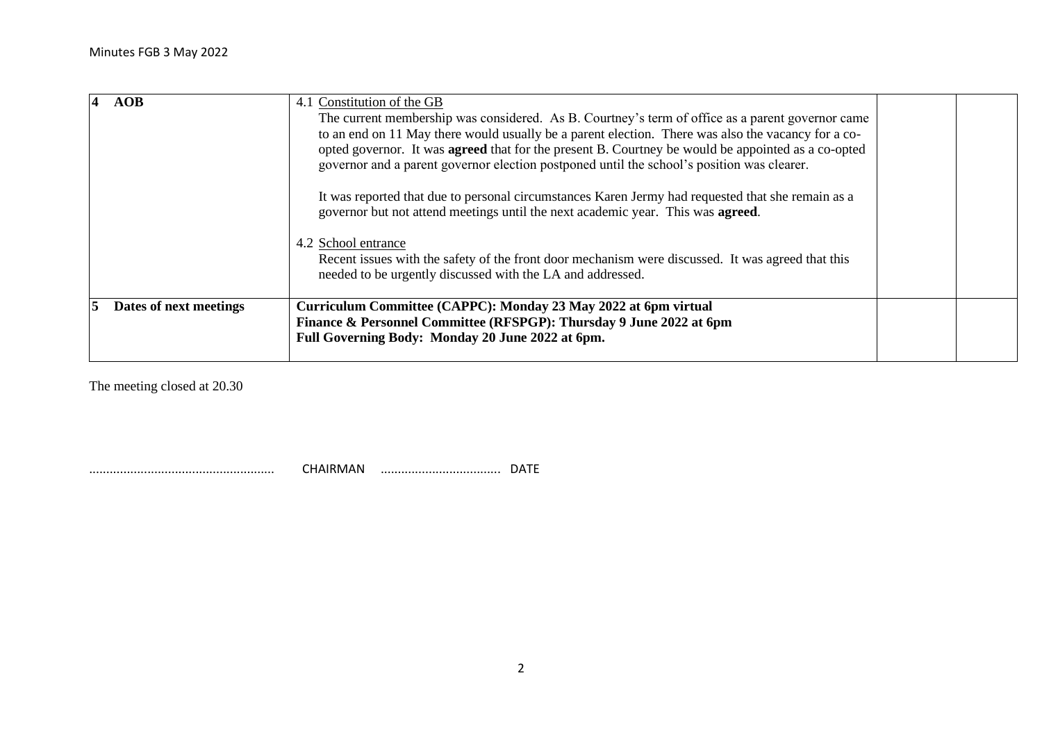| | | | |
|---|---|---|---|
| **4 AOB** | 4.1 <u>Constitution of the GB</u><br>The current membership was considered. As B. Courtney's term of office as a parent governor came to an end on 11 May there would usually be a parent election. There was also the vacancy for a co-opted governor. It was **agreed** that for the present B. Courtney be would be appointed as a co-opted governor and a parent governor election postponed until the school's position was clearer.<br><br>It was reported that due to personal circumstances Karen Jermy had requested that she remain as a governor but not attend meetings until the next academic year. This was **agreed**.<br><br>4.2 <u>School entrance</u><br>Recent issues with the safety of the front door mechanism were discussed. It was agreed that this needed to be urgently discussed with the LA and addressed. | | |
| **5 Dates of next meetings** | **Curriculum Committee (CAPPC): Monday 23 May 2022 at 6pm virtual**<br>**Finance & Personnel Committee (RFSPGP): Thursday 9 June 2022 at 6pm**<br>**Full Governing Body: Monday 20 June 2022 at 6pm.** | | |

The meeting closed at 20.30

...................................................... CHAIRMAN .................................. DATE